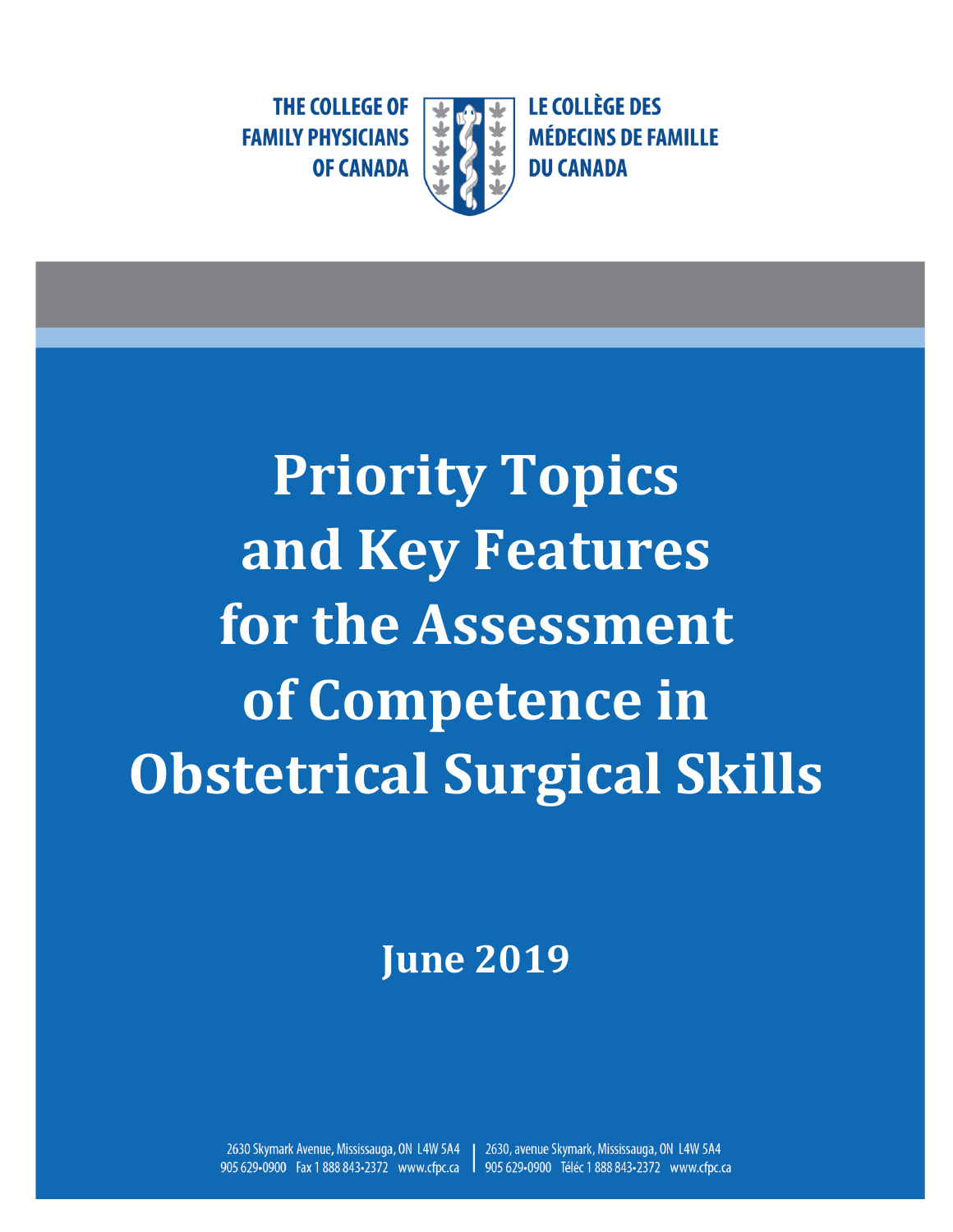THE COLLEGE OF FAMILY PHYSICIANS OF CANADA

LE COLLÈGE DES MÉDECINS DE FAMILLE DU CANADA

# Priority Topics and Key Features for the Assessment of Competence in Obstetrical Surgical Skills

## June 2019

2630 Skymark Avenue, Mississauga, ON L4W 5A4
905 629•0900 Fax 1 888 843•2372 www.cfpc.ca

2630, avenue Skymark, Mississauga, ON L4W 5A4
905 629•0900 Téléc 1 888 843•2372 www.cfpc.ca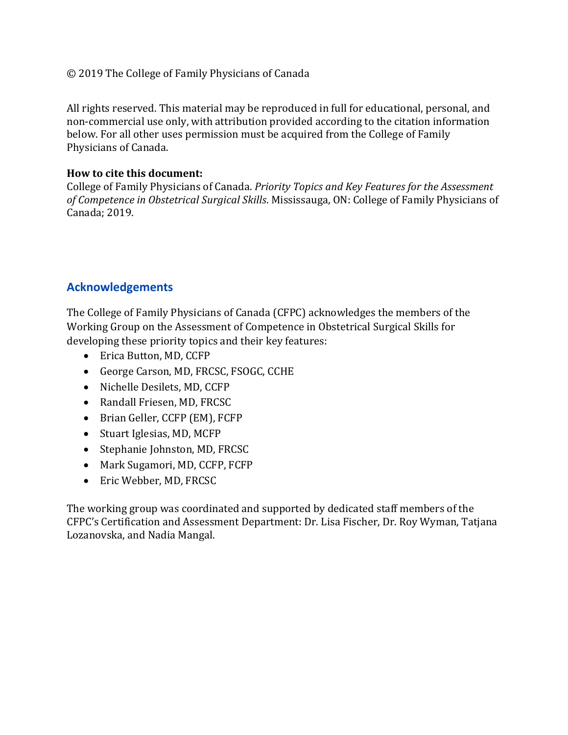© 2019 The College of Family Physicians of Canada

All rights reserved. This material may be reproduced in full for educational, personal, and non-commercial use only, with attribution provided according to the citation information below. For all other uses permission must be acquired from the College of Family Physicians of Canada.

**How to cite this document:**
College of Family Physicians of Canada. *Priority Topics and Key Features for the Assessment of Competence in Obstetrical Surgical Skills*. Mississauga, ON: College of Family Physicians of Canada; 2019.

## Acknowledgements

The College of Family Physicians of Canada (CFPC) acknowledges the members of the Working Group on the Assessment of Competence in Obstetrical Surgical Skills for developing these priority topics and their key features:

- Erica Button, MD, CCFP
- George Carson, MD, FRCSC, FSOGC, CCHE
- Nichelle Desilets, MD, CCFP
- Randall Friesen, MD, FRCSC
- Brian Geller, CCFP (EM), FCFP
- Stuart Iglesias, MD, MCFP
- Stephanie Johnston, MD, FRCSC
- Mark Sugamori, MD, CCFP, FCFP
- Eric Webber, MD, FRCSC

The working group was coordinated and supported by dedicated staff members of the CFPC's Certification and Assessment Department: Dr. Lisa Fischer, Dr. Roy Wyman, Tatjana Lozanovska, and Nadia Mangal.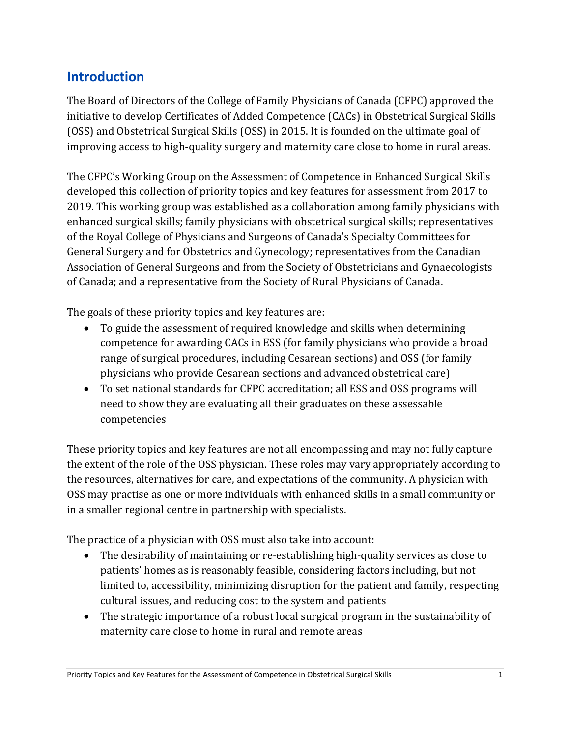## Introduction

The Board of Directors of the College of Family Physicians of Canada (CFPC) approved the initiative to develop Certificates of Added Competence (CACs) in Obstetrical Surgical Skills (OSS) and Obstetrical Surgical Skills (OSS) in 2015. It is founded on the ultimate goal of improving access to high-quality surgery and maternity care close to home in rural areas.

The CFPC's Working Group on the Assessment of Competence in Enhanced Surgical Skills developed this collection of priority topics and key features for assessment from 2017 to 2019. This working group was established as a collaboration among family physicians with enhanced surgical skills; family physicians with obstetrical surgical skills; representatives of the Royal College of Physicians and Surgeons of Canada's Specialty Committees for General Surgery and for Obstetrics and Gynecology; representatives from the Canadian Association of General Surgeons and from the Society of Obstetricians and Gynaecologists of Canada; and a representative from the Society of Rural Physicians of Canada.

The goals of these priority topics and key features are:

- To guide the assessment of required knowledge and skills when determining competence for awarding CACs in ESS (for family physicians who provide a broad range of surgical procedures, including Cesarean sections) and OSS (for family physicians who provide Cesarean sections and advanced obstetrical care)
- To set national standards for CFPC accreditation; all ESS and OSS programs will need to show they are evaluating all their graduates on these assessable competencies

These priority topics and key features are not all encompassing and may not fully capture the extent of the role of the OSS physician. These roles may vary appropriately according to the resources, alternatives for care, and expectations of the community. A physician with OSS may practise as one or more individuals with enhanced skills in a small community or in a smaller regional centre in partnership with specialists.

The practice of a physician with OSS must also take into account:

- The desirability of maintaining or re-establishing high-quality services as close to patients' homes as is reasonably feasible, considering factors including, but not limited to, accessibility, minimizing disruption for the patient and family, respecting cultural issues, and reducing cost to the system and patients
- The strategic importance of a robust local surgical program in the sustainability of maternity care close to home in rural and remote areas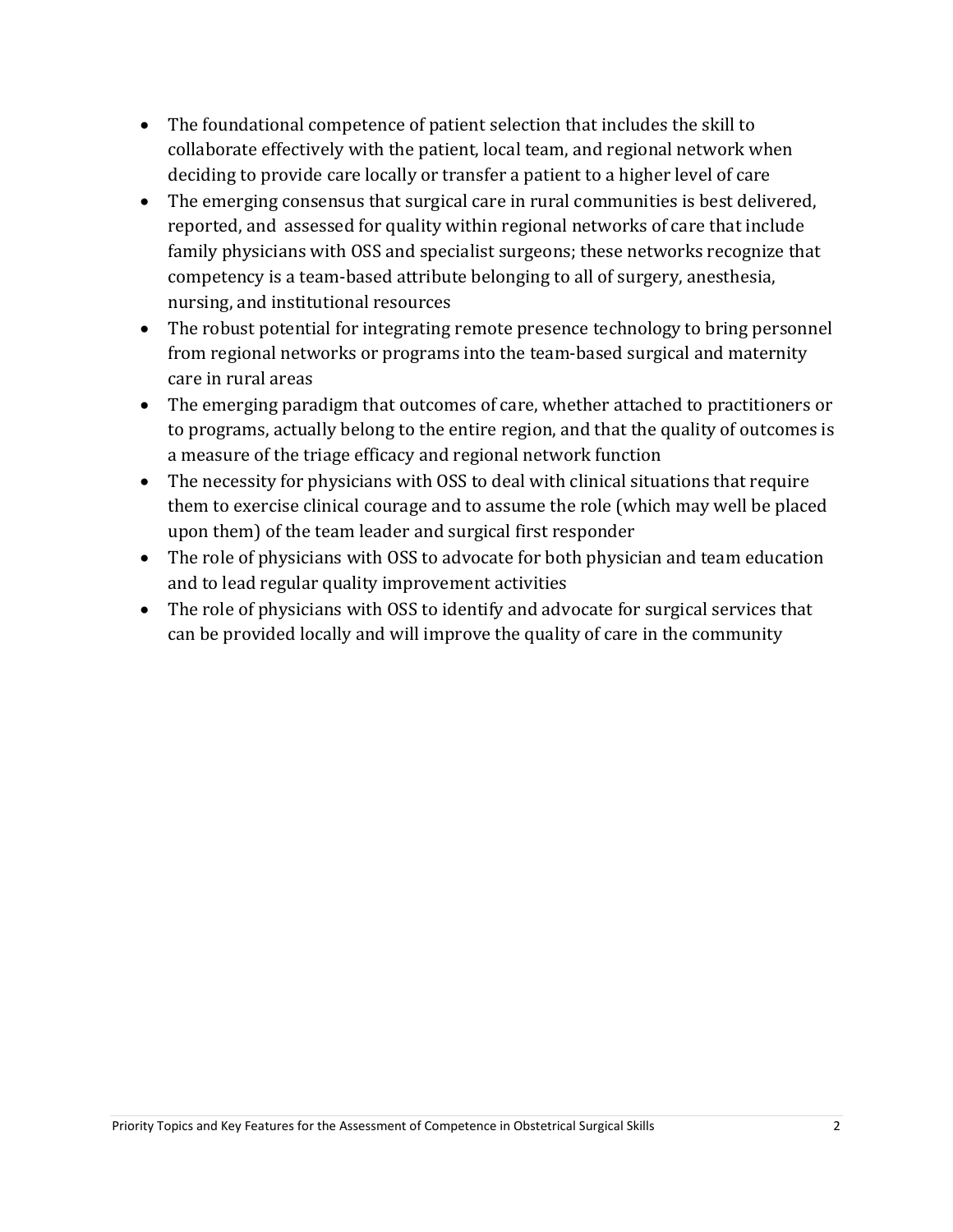- The foundational competence of patient selection that includes the skill to collaborate effectively with the patient, local team, and regional network when deciding to provide care locally or transfer a patient to a higher level of care
- The emerging consensus that surgical care in rural communities is best delivered, reported, and assessed for quality within regional networks of care that include family physicians with OSS and specialist surgeons; these networks recognize that competency is a team-based attribute belonging to all of surgery, anesthesia, nursing, and institutional resources
- The robust potential for integrating remote presence technology to bring personnel from regional networks or programs into the team-based surgical and maternity care in rural areas
- The emerging paradigm that outcomes of care, whether attached to practitioners or to programs, actually belong to the entire region, and that the quality of outcomes is a measure of the triage efficacy and regional network function
- The necessity for physicians with OSS to deal with clinical situations that require them to exercise clinical courage and to assume the role (which may well be placed upon them) of the team leader and surgical first responder
- The role of physicians with OSS to advocate for both physician and team education and to lead regular quality improvement activities
- The role of physicians with OSS to identify and advocate for surgical services that can be provided locally and will improve the quality of care in the community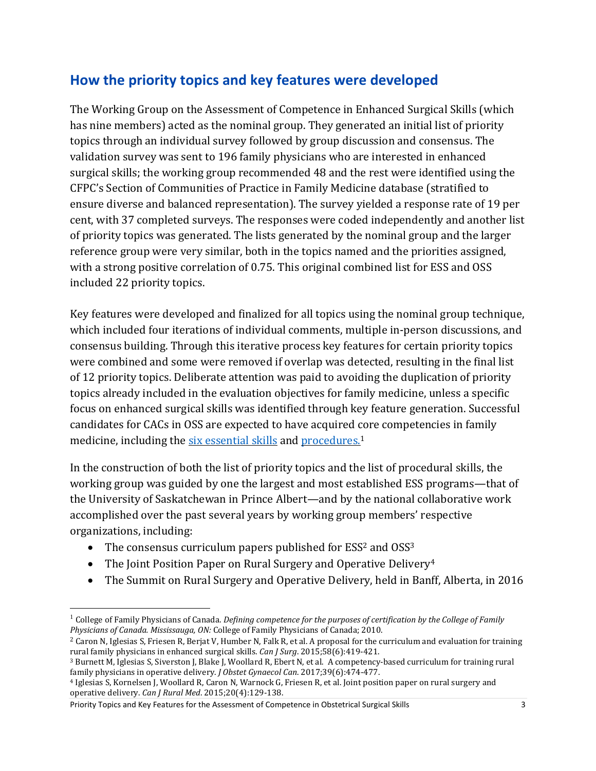## How the priority topics and key features were developed

The Working Group on the Assessment of Competence in Enhanced Surgical Skills (which has nine members) acted as the nominal group. They generated an initial list of priority topics through an individual survey followed by group discussion and consensus. The validation survey was sent to 196 family physicians who are interested in enhanced surgical skills; the working group recommended 48 and the rest were identified using the CFPC's Section of Communities of Practice in Family Medicine database (stratified to ensure diverse and balanced representation). The survey yielded a response rate of 19 per cent, with 37 completed surveys. The responses were coded independently and another list of priority topics was generated. The lists generated by the nominal group and the larger reference group were very similar, both in the topics named and the priorities assigned, with a strong positive correlation of 0.75. This original combined list for ESS and OSS included 22 priority topics.

Key features were developed and finalized for all topics using the nominal group technique, which included four iterations of individual comments, multiple in-person discussions, and consensus building. Through this iterative process key features for certain priority topics were combined and some were removed if overlap was detected, resulting in the final list of 12 priority topics. Deliberate attention was paid to avoiding the duplication of priority topics already included in the evaluation objectives for family medicine, unless a specific focus on enhanced surgical skills was identified through key feature generation. Successful candidates for CACs in OSS are expected to have acquired core competencies in family medicine, including the six essential skills and procedures.[1]

In the construction of both the list of priority topics and the list of procedural skills, the working group was guided by one the largest and most established ESS programs—that of the University of Saskatchewan in Prince Albert—and by the national collaborative work accomplished over the past several years by working group members' respective organizations, including:

- The consensus curriculum papers published for ESS[2] and OSS[3]
- The Joint Position Paper on Rural Surgery and Operative Delivery[4]
- The Summit on Rural Surgery and Operative Delivery, held in Banff, Alberta, in 2016

---

[1] College of Family Physicians of Canada. *Defining competence for the purposes of certification by the College of Family Physicians of Canada. Mississauga, ON:* College of Family Physicians of Canada; 2010.

[2] Caron N, Iglesias S, Friesen R, Berjat V, Humber N, Falk R, et al. A proposal for the curriculum and evaluation for training rural family physicians in enhanced surgical skills. *Can J Surg*. 2015;58(6):419-421.

[3] Burnett M, Iglesias S, Siverston J, Blake J, Woollard R, Ebert N, et al. A competency-based curriculum for training rural family physicians in operative delivery. *J Obstet Gynaecol Can*. 2017;39(6):474-477.

[4] Iglesias S, Kornelsen J, Woollard R, Caron N, Warnock G, Friesen R, et al. Joint position paper on rural surgery and operative delivery. *Can J Rural Med*. 2015;20(4):129-138.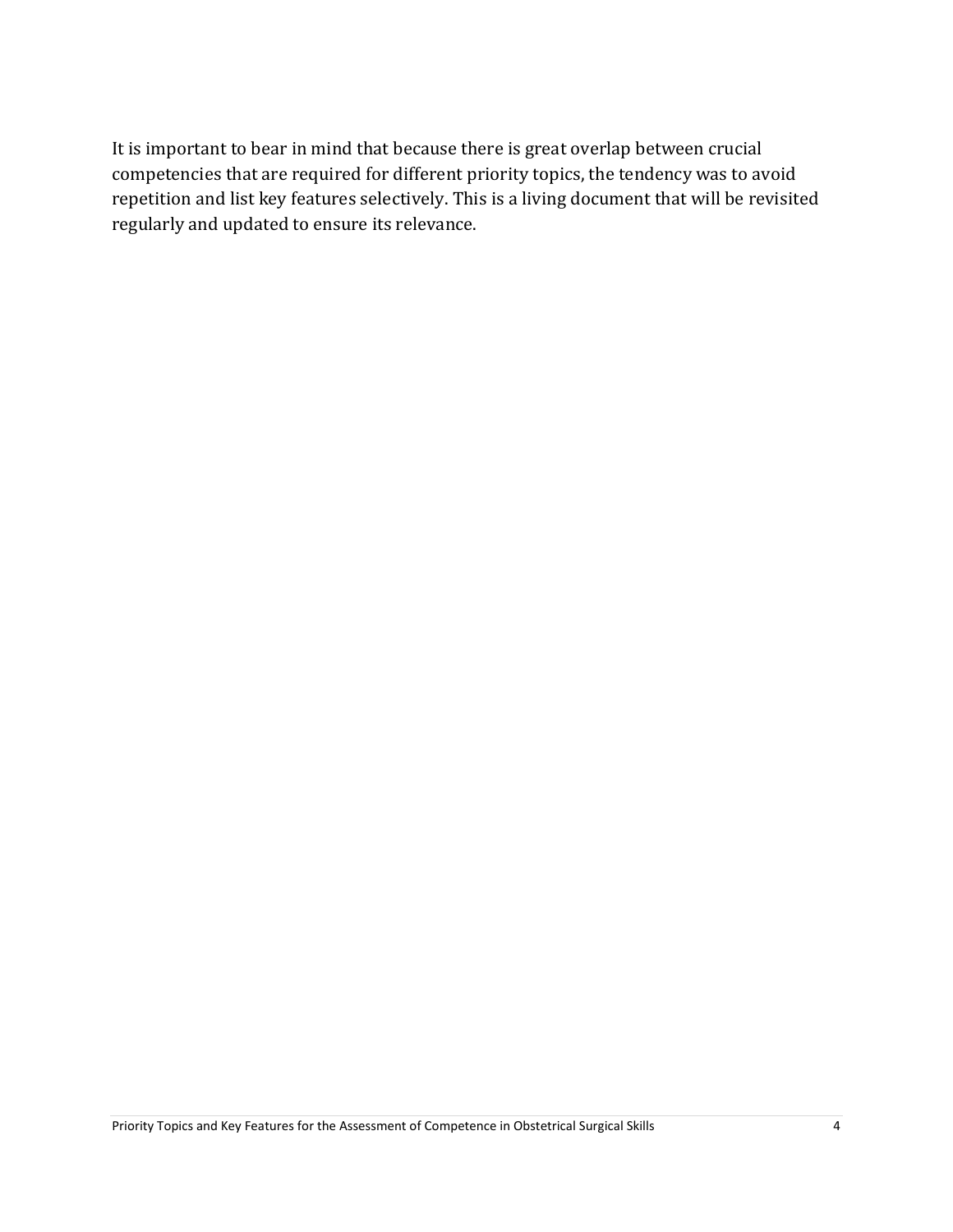It is important to bear in mind that because there is great overlap between crucial competencies that are required for different priority topics, the tendency was to avoid repetition and list key features selectively. This is a living document that will be revisited regularly and updated to ensure its relevance.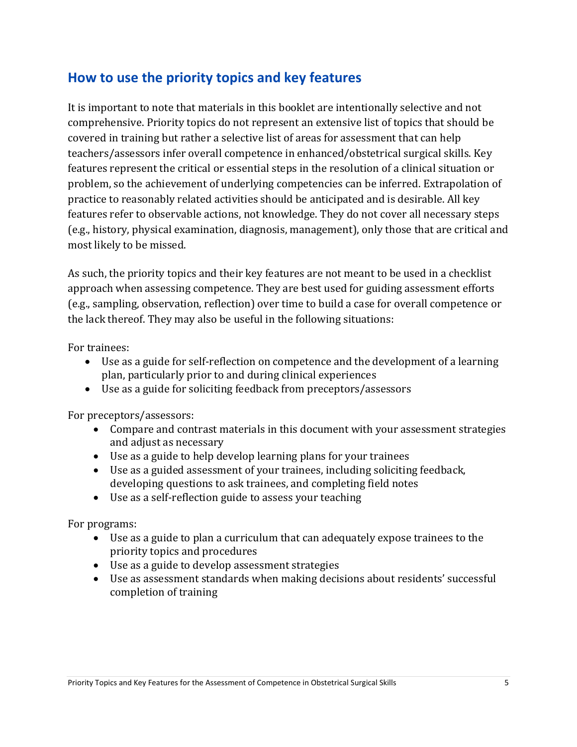## How to use the priority topics and key features

It is important to note that materials in this booklet are intentionally selective and not comprehensive. Priority topics do not represent an extensive list of topics that should be covered in training but rather a selective list of areas for assessment that can help teachers/assessors infer overall competence in enhanced/obstetrical surgical skills. Key features represent the critical or essential steps in the resolution of a clinical situation or problem, so the achievement of underlying competencies can be inferred. Extrapolation of practice to reasonably related activities should be anticipated and is desirable. All key features refer to observable actions, not knowledge. They do not cover all necessary steps (e.g., history, physical examination, diagnosis, management), only those that are critical and most likely to be missed.

As such, the priority topics and their key features are not meant to be used in a checklist approach when assessing competence. They are best used for guiding assessment efforts (e.g., sampling, observation, reflection) over time to build a case for overall competence or the lack thereof. They may also be useful in the following situations:

For trainees:

- Use as a guide for self-reflection on competence and the development of a learning plan, particularly prior to and during clinical experiences
- Use as a guide for soliciting feedback from preceptors/assessors

For preceptors/assessors:

- Compare and contrast materials in this document with your assessment strategies and adjust as necessary
- Use as a guide to help develop learning plans for your trainees
- Use as a guided assessment of your trainees, including soliciting feedback, developing questions to ask trainees, and completing field notes
- Use as a self-reflection guide to assess your teaching

For programs:

- Use as a guide to plan a curriculum that can adequately expose trainees to the priority topics and procedures
- Use as a guide to develop assessment strategies
- Use as assessment standards when making decisions about residents' successful completion of training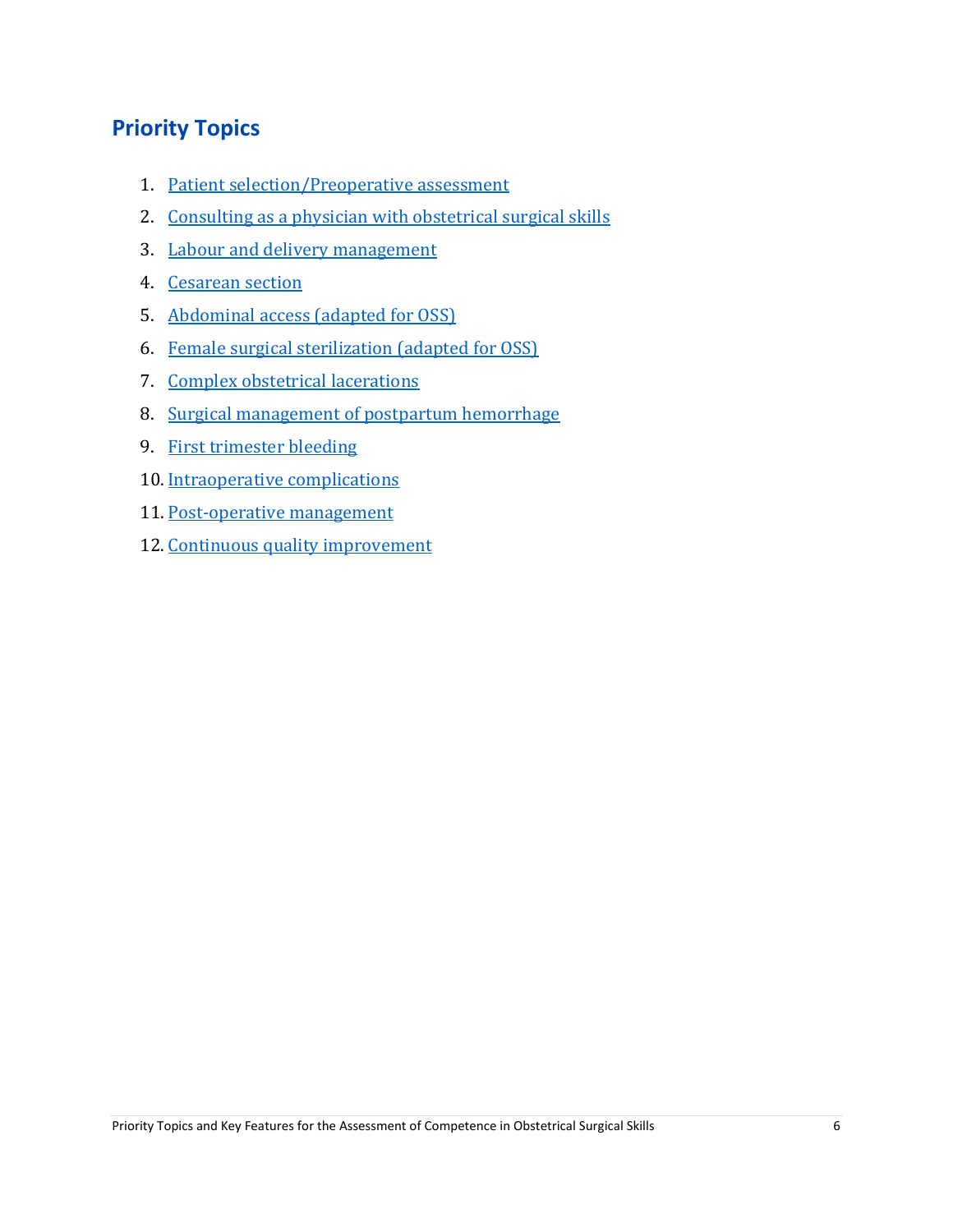## Priority Topics

1. Patient selection/Preoperative assessment
2. Consulting as a physician with obstetrical surgical skills
3. Labour and delivery management
4. Cesarean section
5. Abdominal access (adapted for OSS)
6. Female surgical sterilization (adapted for OSS)
7. Complex obstetrical lacerations
8. Surgical management of postpartum hemorrhage
9. First trimester bleeding
10. Intraoperative complications
11. Post-operative management
12. Continuous quality improvement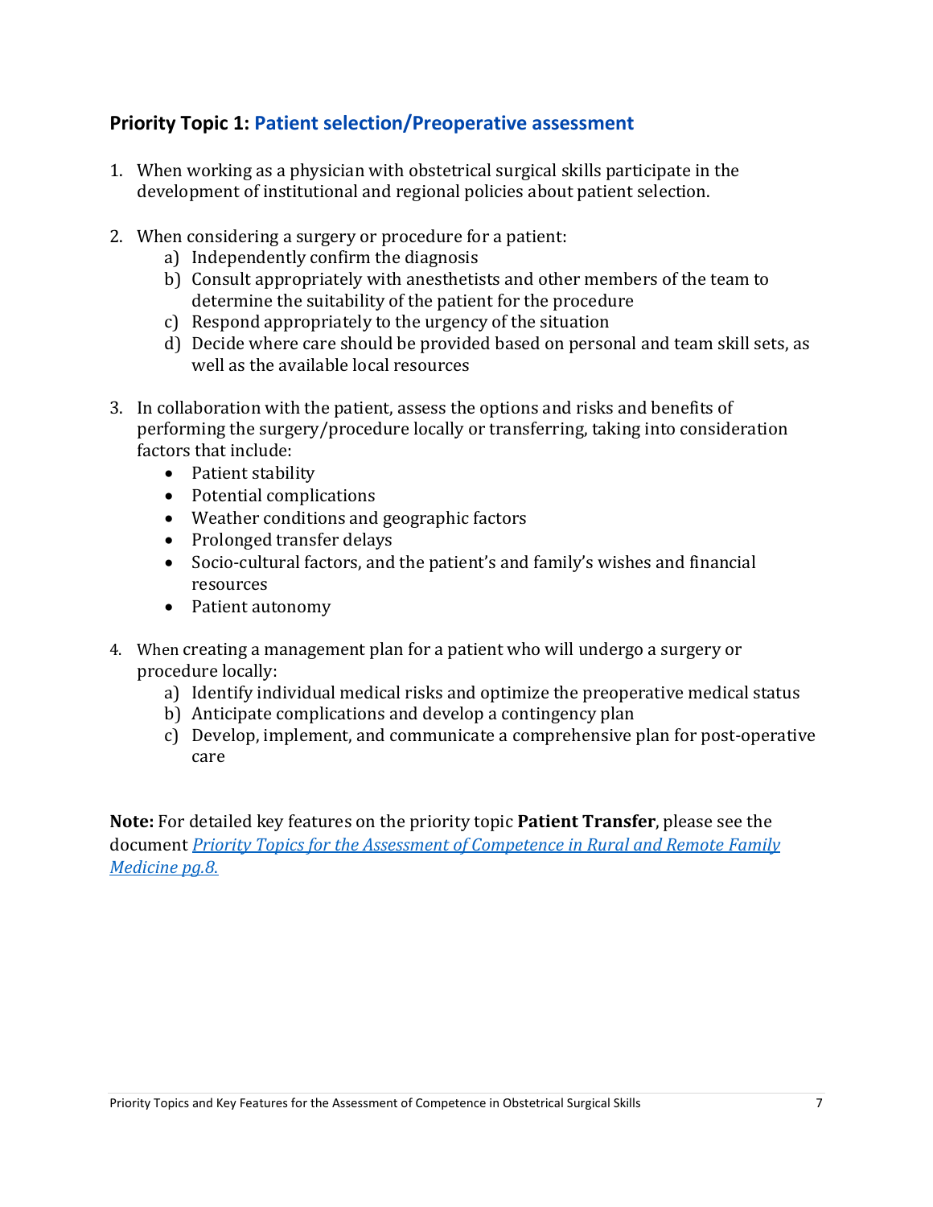## Priority Topic 1: Patient selection/Preoperative assessment

1. When working as a physician with obstetrical surgical skills participate in the development of institutional and regional policies about patient selection.

2. When considering a surgery or procedure for a patient:
    a) Independently confirm the diagnosis
    b) Consult appropriately with anesthetists and other members of the team to determine the suitability of the patient for the procedure
    c) Respond appropriately to the urgency of the situation
    d) Decide where care should be provided based on personal and team skill sets, as well as the available local resources

3. In collaboration with the patient, assess the options and risks and benefits of performing the surgery/procedure locally or transferring, taking into consideration factors that include:
    - Patient stability
    - Potential complications
    - Weather conditions and geographic factors
    - Prolonged transfer delays
    - Socio-cultural factors, and the patient's and family's wishes and financial resources
    - Patient autonomy

4. When creating a management plan for a patient who will undergo a surgery or procedure locally:
    a) Identify individual medical risks and optimize the preoperative medical status
    b) Anticipate complications and develop a contingency plan
    c) Develop, implement, and communicate a comprehensive plan for post-operative care

**Note:** For detailed key features on the priority topic **Patient Transfer**, please see the document *Priority Topics for the Assessment of Competence in Rural and Remote Family Medicine pg.8.*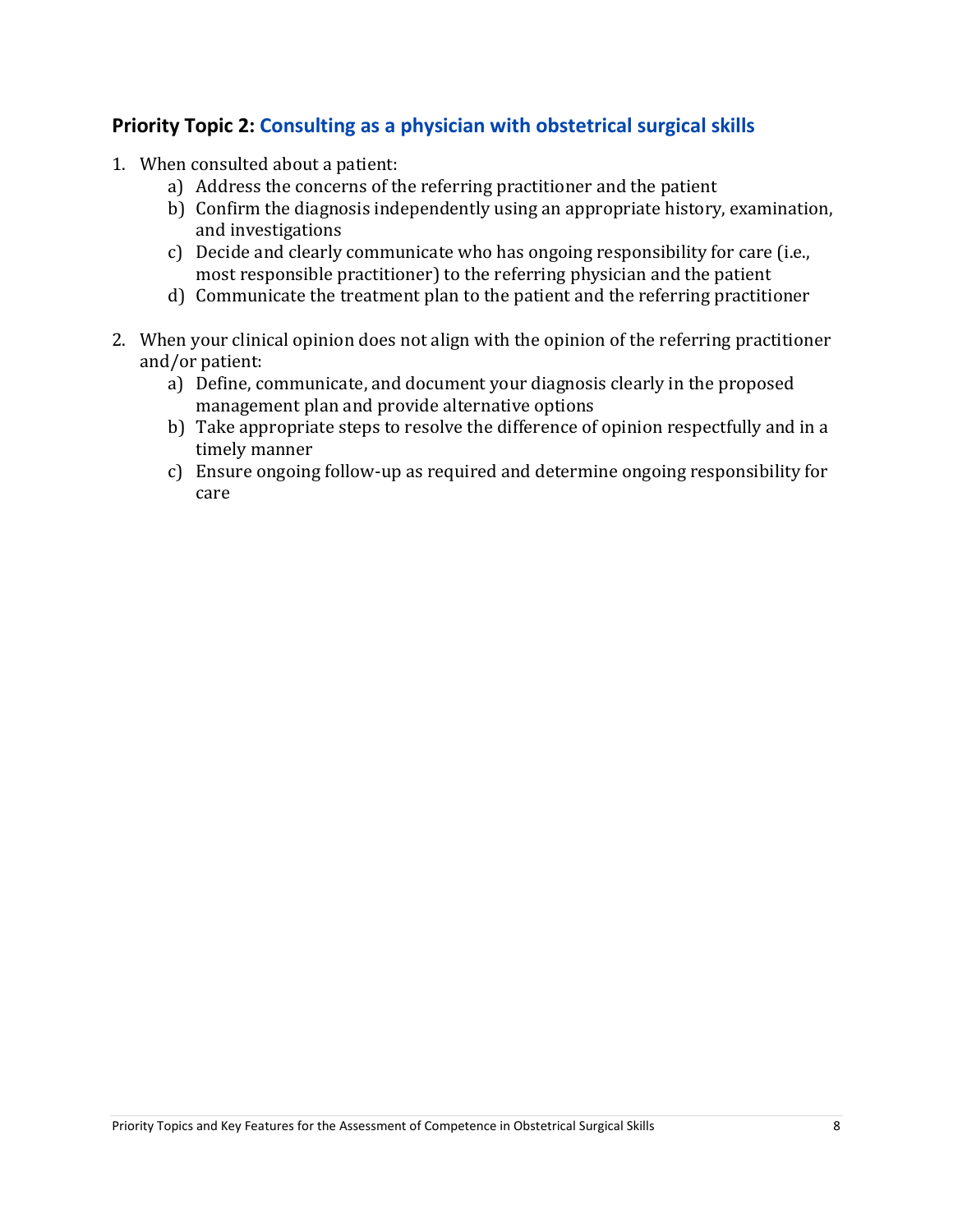## **Priority Topic 2:** Consulting as a physician with obstetrical surgical skills

1. When consulted about a patient:
    a) Address the concerns of the referring practitioner and the patient
    b) Confirm the diagnosis independently using an appropriate history, examination, and investigations
    c) Decide and clearly communicate who has ongoing responsibility for care (i.e., most responsible practitioner) to the referring physician and the patient
    d) Communicate the treatment plan to the patient and the referring practitioner

2. When your clinical opinion does not align with the opinion of the referring practitioner and/or patient:
    a) Define, communicate, and document your diagnosis clearly in the proposed management plan and provide alternative options
    b) Take appropriate steps to resolve the difference of opinion respectfully and in a timely manner
    c) Ensure ongoing follow-up as required and determine ongoing responsibility for care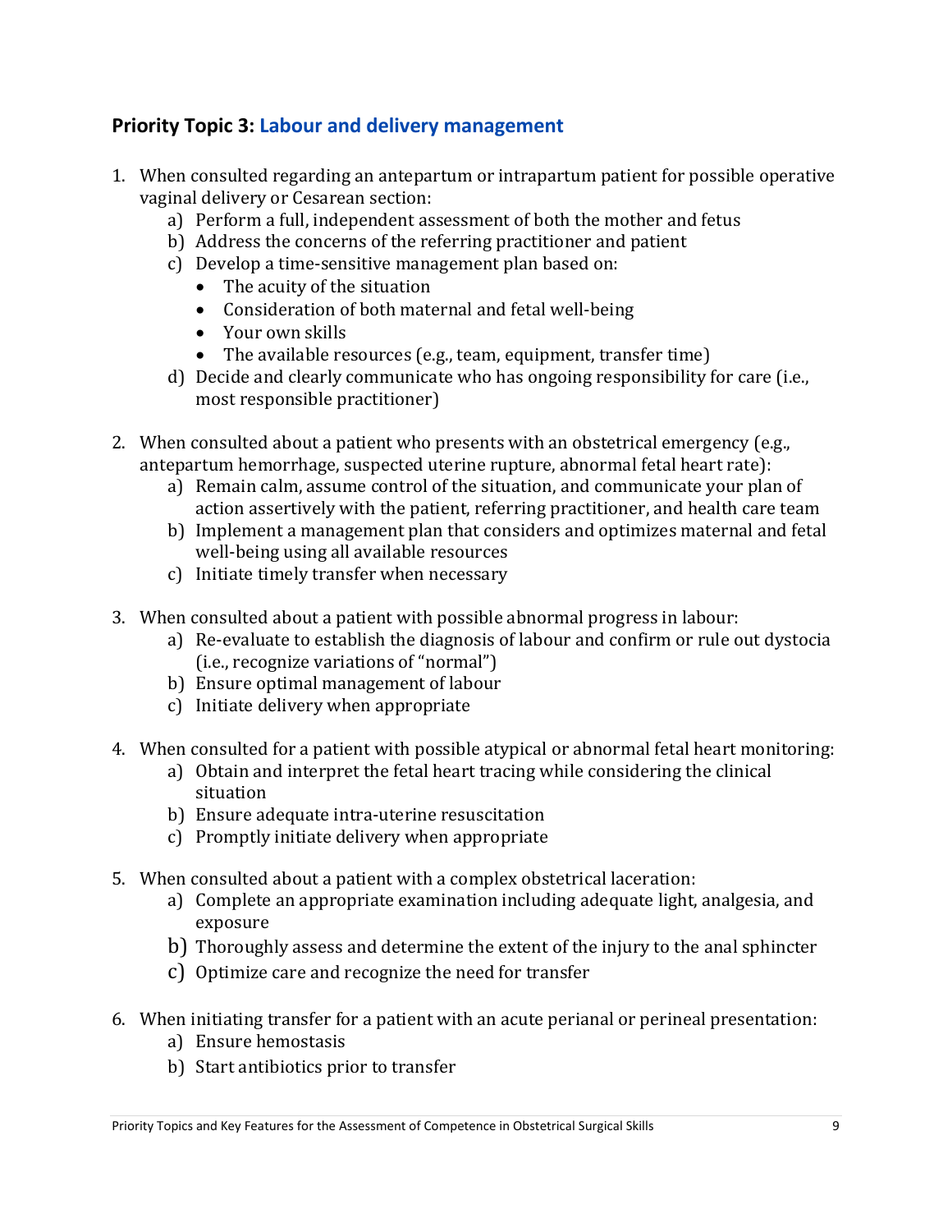## Priority Topic 3: Labour and delivery management

1. When consulted regarding an antepartum or intrapartum patient for possible operative vaginal delivery or Cesarean section:
    a) Perform a full, independent assessment of both the mother and fetus
    b) Address the concerns of the referring practitioner and patient
    c) Develop a time-sensitive management plan based on:
        - The acuity of the situation
        - Consideration of both maternal and fetal well-being
        - Your own skills
        - The available resources (e.g., team, equipment, transfer time)
    d) Decide and clearly communicate who has ongoing responsibility for care (i.e., most responsible practitioner)

2. When consulted about a patient who presents with an obstetrical emergency (e.g., antepartum hemorrhage, suspected uterine rupture, abnormal fetal heart rate):
    a) Remain calm, assume control of the situation, and communicate your plan of action assertively with the patient, referring practitioner, and health care team
    b) Implement a management plan that considers and optimizes maternal and fetal well-being using all available resources
    c) Initiate timely transfer when necessary

3. When consulted about a patient with possible abnormal progress in labour:
    a) Re-evaluate to establish the diagnosis of labour and confirm or rule out dystocia (i.e., recognize variations of "normal")
    b) Ensure optimal management of labour
    c) Initiate delivery when appropriate

4. When consulted for a patient with possible atypical or abnormal fetal heart monitoring:
    a) Obtain and interpret the fetal heart tracing while considering the clinical situation
    b) Ensure adequate intra-uterine resuscitation
    c) Promptly initiate delivery when appropriate

5. When consulted about a patient with a complex obstetrical laceration:
    a) Complete an appropriate examination including adequate light, analgesia, and exposure
    b) Thoroughly assess and determine the extent of the injury to the anal sphincter
    c) Optimize care and recognize the need for transfer

6. When initiating transfer for a patient with an acute perianal or perineal presentation:
    a) Ensure hemostasis
    b) Start antibiotics prior to transfer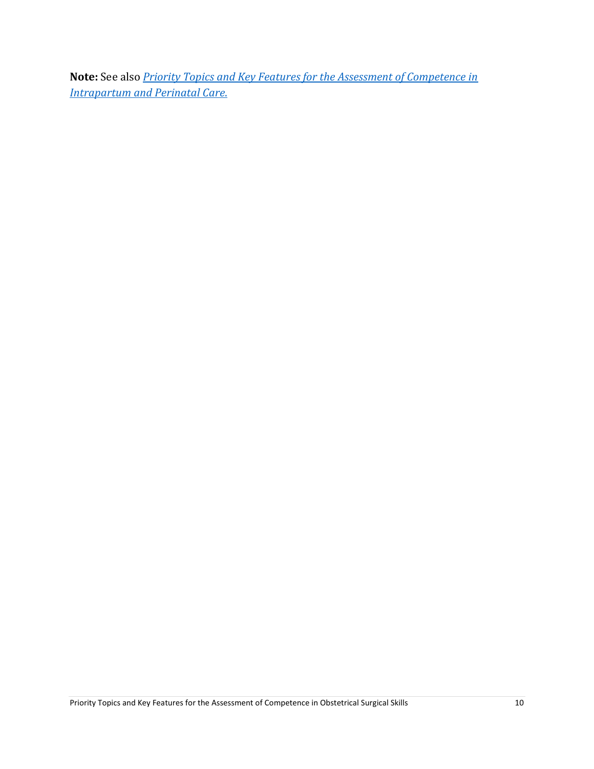**Note:** See also *[Priority Topics and Key Features for the Assessment of Competence in Intrapartum and Perinatal Care.]()*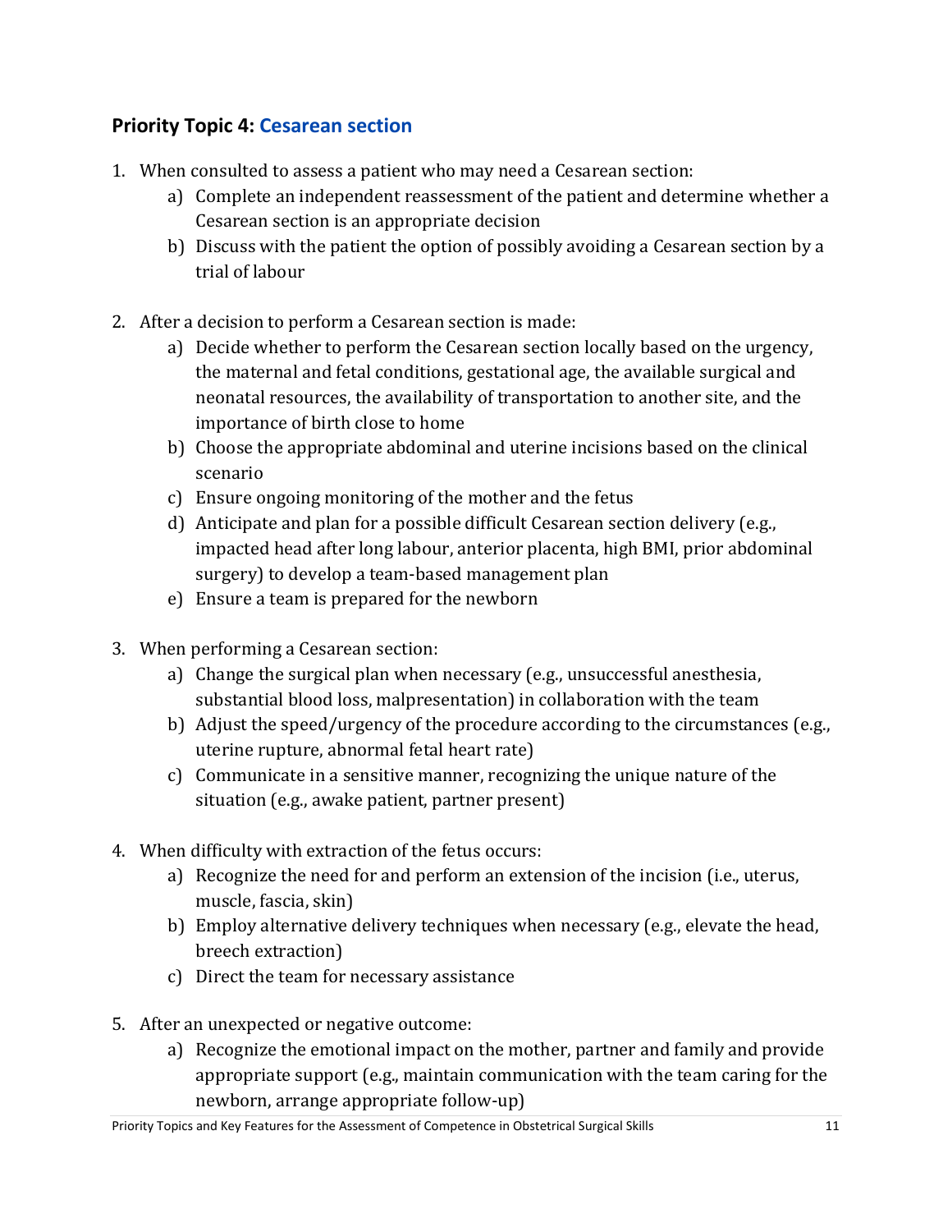## Priority Topic 4: Cesarean section

1. When consulted to assess a patient who may need a Cesarean section:
    a) Complete an independent reassessment of the patient and determine whether a Cesarean section is an appropriate decision
    b) Discuss with the patient the option of possibly avoiding a Cesarean section by a trial of labour

2. After a decision to perform a Cesarean section is made:
    a) Decide whether to perform the Cesarean section locally based on the urgency, the maternal and fetal conditions, gestational age, the available surgical and neonatal resources, the availability of transportation to another site, and the importance of birth close to home
    b) Choose the appropriate abdominal and uterine incisions based on the clinical scenario
    c) Ensure ongoing monitoring of the mother and the fetus
    d) Anticipate and plan for a possible difficult Cesarean section delivery (e.g., impacted head after long labour, anterior placenta, high BMI, prior abdominal surgery) to develop a team-based management plan
    e) Ensure a team is prepared for the newborn

3. When performing a Cesarean section:
    a) Change the surgical plan when necessary (e.g., unsuccessful anesthesia, substantial blood loss, malpresentation) in collaboration with the team
    b) Adjust the speed/urgency of the procedure according to the circumstances (e.g., uterine rupture, abnormal fetal heart rate)
    c) Communicate in a sensitive manner, recognizing the unique nature of the situation (e.g., awake patient, partner present)

4. When difficulty with extraction of the fetus occurs:
    a) Recognize the need for and perform an extension of the incision (i.e., uterus, muscle, fascia, skin)
    b) Employ alternative delivery techniques when necessary (e.g., elevate the head, breech extraction)
    c) Direct the team for necessary assistance

5. After an unexpected or negative outcome:
    a) Recognize the emotional impact on the mother, partner and family and provide appropriate support (e.g., maintain communication with the team caring for the newborn, arrange appropriate follow-up)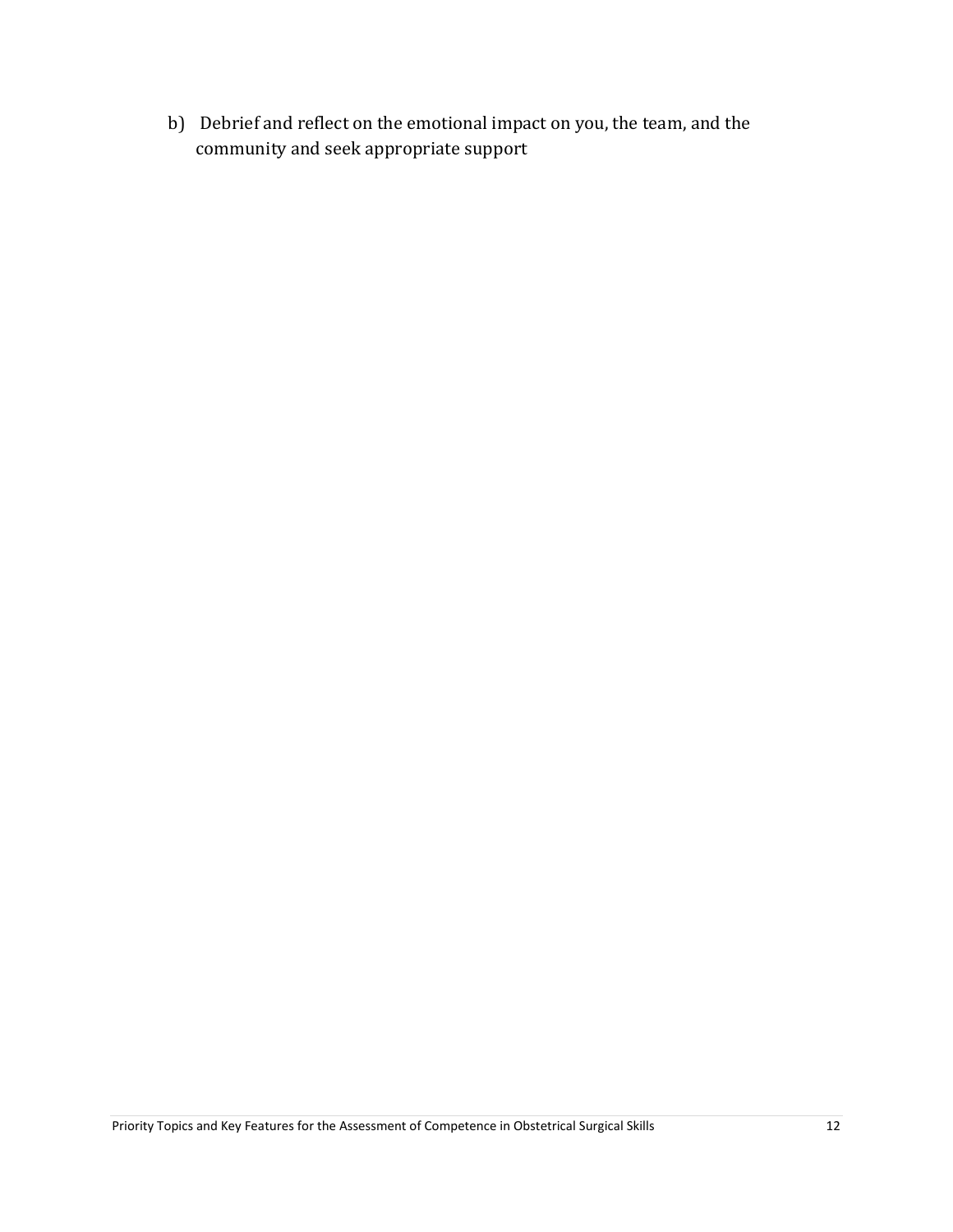b) Debrief and reflect on the emotional impact on you, the team, and the community and seek appropriate support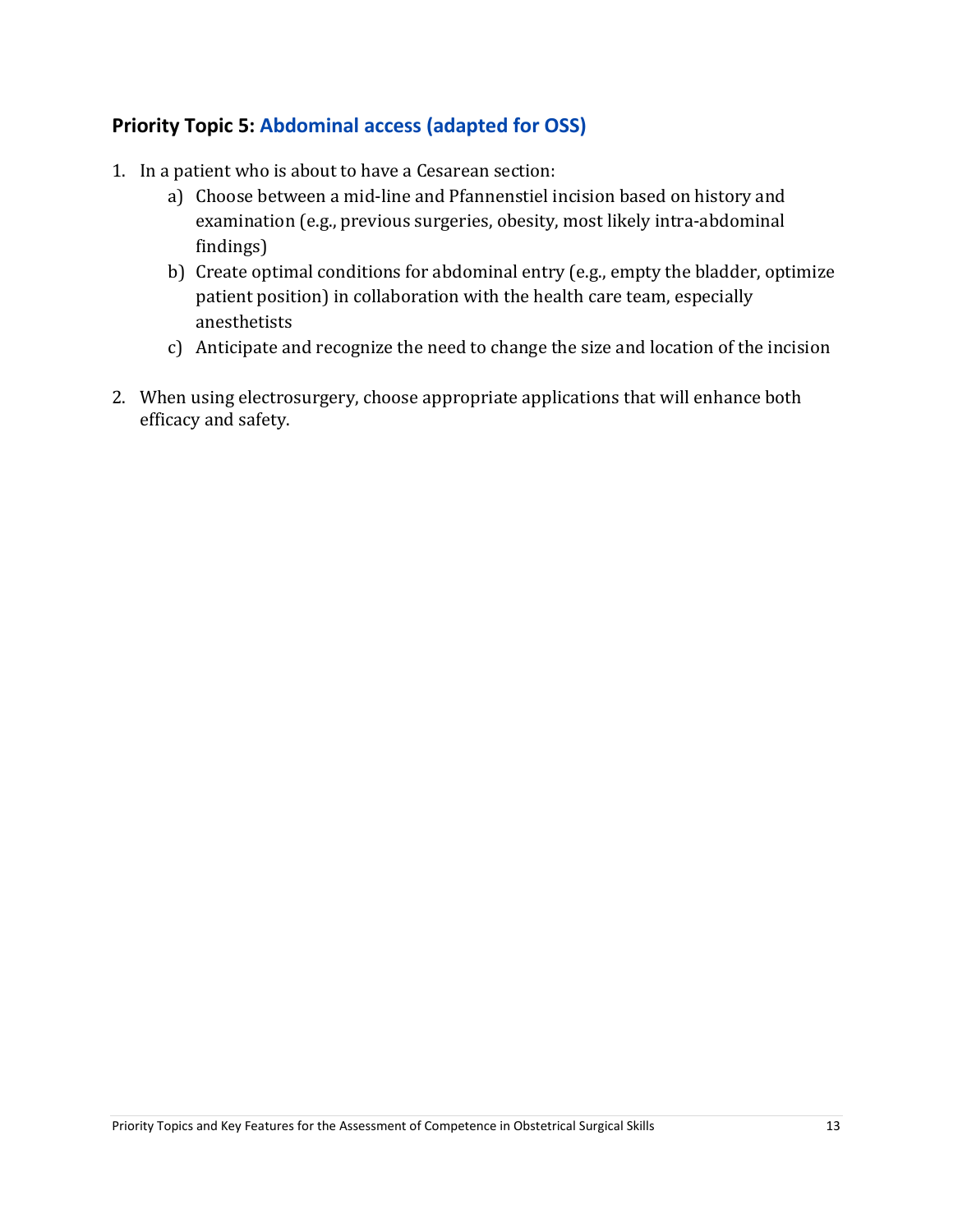## Priority Topic 5: Abdominal access (adapted for OSS)

1. In a patient who is about to have a Cesarean section:
    a) Choose between a mid-line and Pfannenstiel incision based on history and examination (e.g., previous surgeries, obesity, most likely intra-abdominal findings)
    b) Create optimal conditions for abdominal entry (e.g., empty the bladder, optimize patient position) in collaboration with the health care team, especially anesthetists
    c) Anticipate and recognize the need to change the size and location of the incision

2. When using electrosurgery, choose appropriate applications that will enhance both efficacy and safety.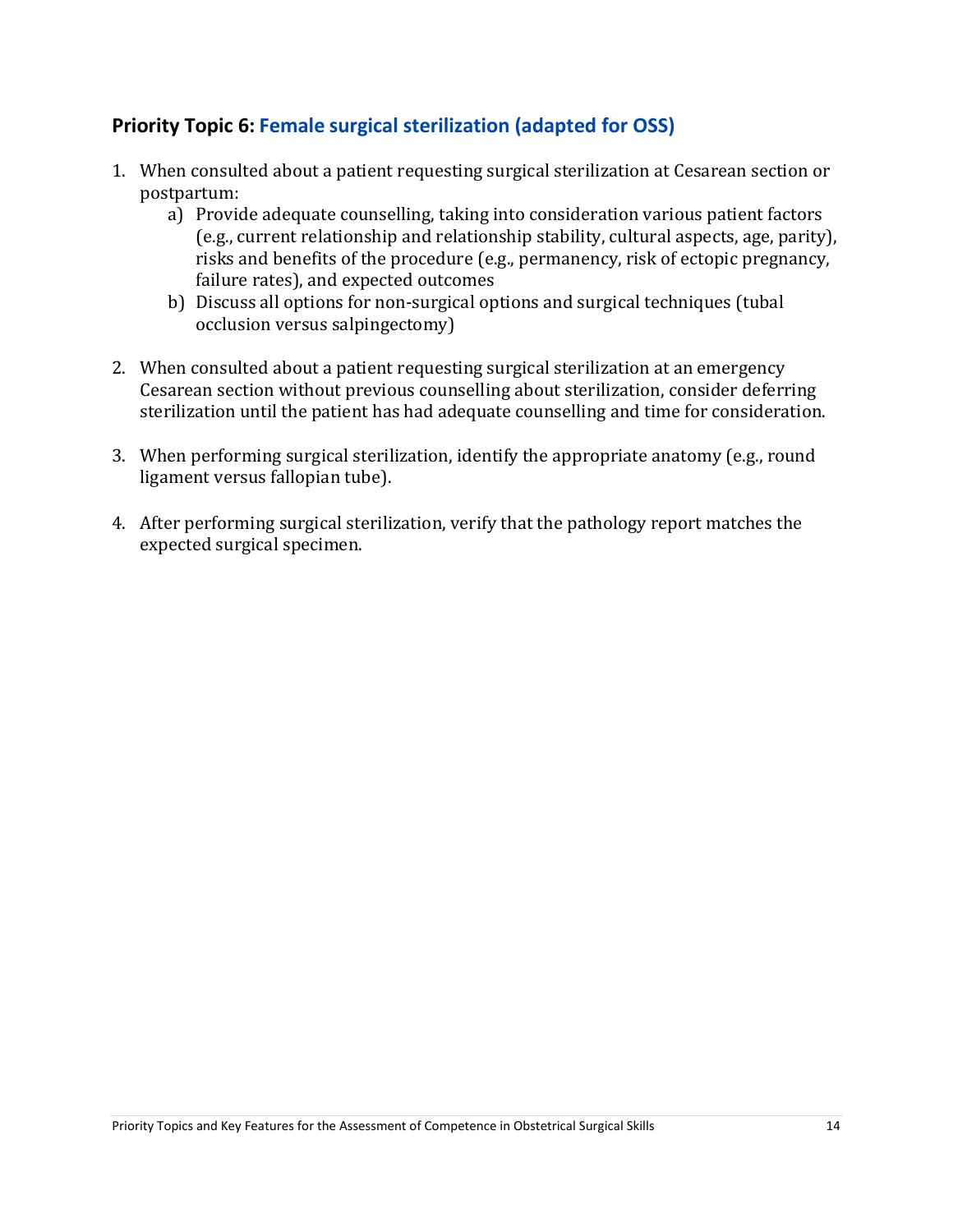## Priority Topic 6: Female surgical sterilization (adapted for OSS)

1. When consulted about a patient requesting surgical sterilization at Cesarean section or postpartum:
   a) Provide adequate counselling, taking into consideration various patient factors (e.g., current relationship and relationship stability, cultural aspects, age, parity), risks and benefits of the procedure (e.g., permanency, risk of ectopic pregnancy, failure rates), and expected outcomes
   b) Discuss all options for non-surgical options and surgical techniques (tubal occlusion versus salpingectomy)

2. When consulted about a patient requesting surgical sterilization at an emergency Cesarean section without previous counselling about sterilization, consider deferring sterilization until the patient has had adequate counselling and time for consideration.

3. When performing surgical sterilization, identify the appropriate anatomy (e.g., round ligament versus fallopian tube).

4. After performing surgical sterilization, verify that the pathology report matches the expected surgical specimen.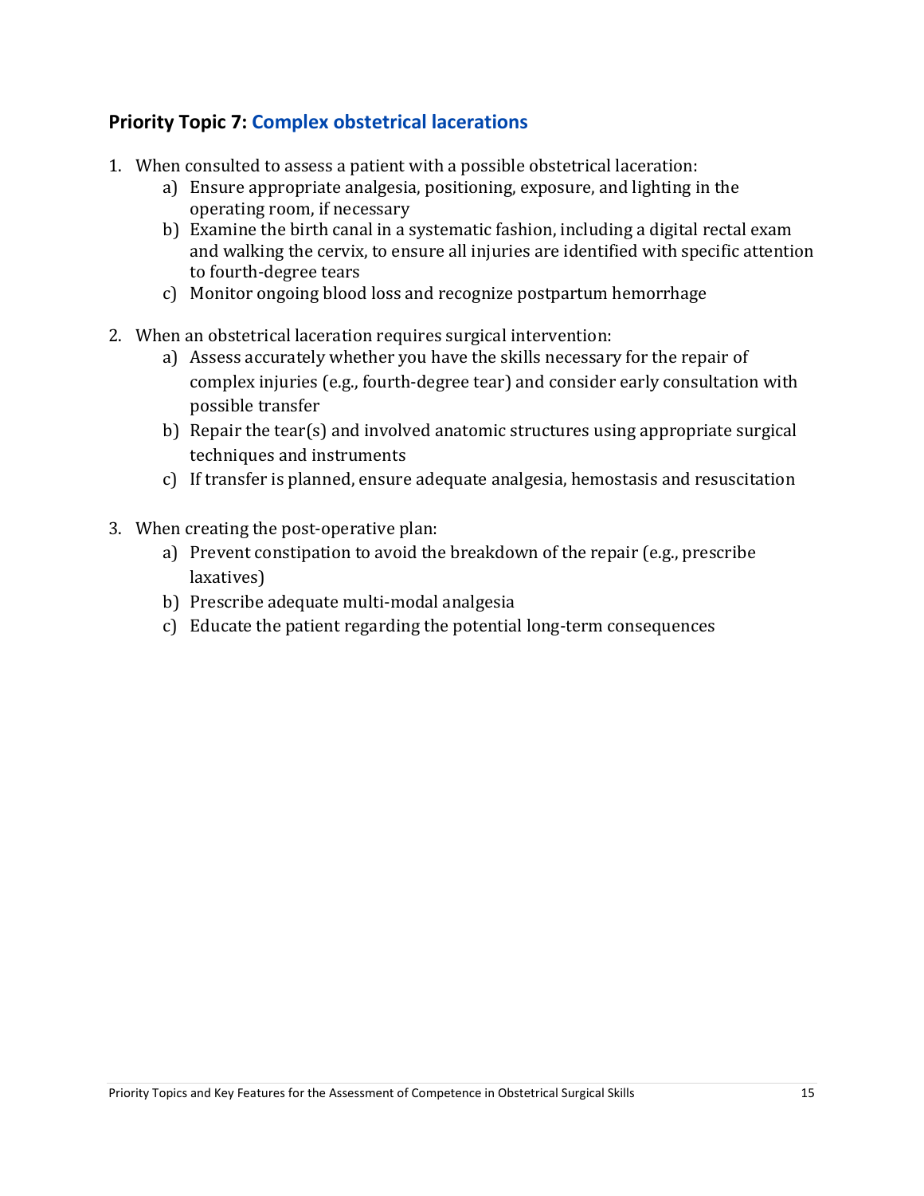## Priority Topic 7: Complex obstetrical lacerations

1. When consulted to assess a patient with a possible obstetrical laceration:
    a) Ensure appropriate analgesia, positioning, exposure, and lighting in the operating room, if necessary
    b) Examine the birth canal in a systematic fashion, including a digital rectal exam and walking the cervix, to ensure all injuries are identified with specific attention to fourth-degree tears
    c) Monitor ongoing blood loss and recognize postpartum hemorrhage

2. When an obstetrical laceration requires surgical intervention:
    a) Assess accurately whether you have the skills necessary for the repair of complex injuries (e.g., fourth-degree tear) and consider early consultation with possible transfer
    b) Repair the tear(s) and involved anatomic structures using appropriate surgical techniques and instruments
    c) If transfer is planned, ensure adequate analgesia, hemostasis and resuscitation

3. When creating the post-operative plan:
    a) Prevent constipation to avoid the breakdown of the repair (e.g., prescribe laxatives)
    b) Prescribe adequate multi-modal analgesia
    c) Educate the patient regarding the potential long-term consequences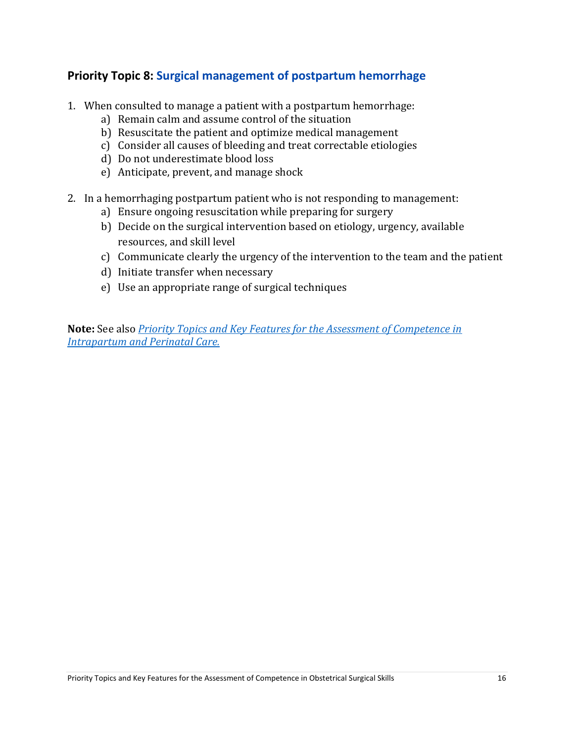## Priority Topic 8: Surgical management of postpartum hemorrhage

1. When consulted to manage a patient with a postpartum hemorrhage:
    a) Remain calm and assume control of the situation
    b) Resuscitate the patient and optimize medical management
    c) Consider all causes of bleeding and treat correctable etiologies
    d) Do not underestimate blood loss
    e) Anticipate, prevent, and manage shock

2. In a hemorrhaging postpartum patient who is not responding to management:
    a) Ensure ongoing resuscitation while preparing for surgery
    b) Decide on the surgical intervention based on etiology, urgency, available resources, and skill level
    c) Communicate clearly the urgency of the intervention to the team and the patient
    d) Initiate transfer when necessary
    e) Use an appropriate range of surgical techniques

**Note:** See also *Priority Topics and Key Features for the Assessment of Competence in Intrapartum and Perinatal Care.*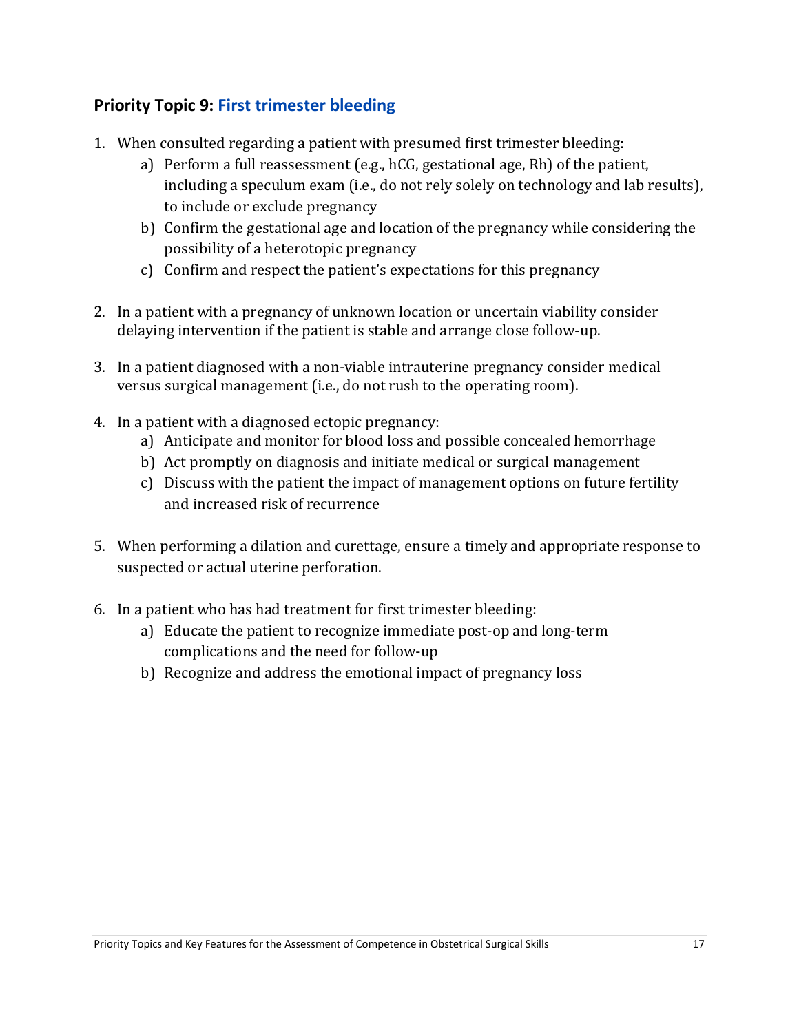## Priority Topic 9: First trimester bleeding

1. When consulted regarding a patient with presumed first trimester bleeding:
   a) Perform a full reassessment (e.g., hCG, gestational age, Rh) of the patient, including a speculum exam (i.e., do not rely solely on technology and lab results), to include or exclude pregnancy
   b) Confirm the gestational age and location of the pregnancy while considering the possibility of a heterotopic pregnancy
   c) Confirm and respect the patient's expectations for this pregnancy

2. In a patient with a pregnancy of unknown location or uncertain viability consider delaying intervention if the patient is stable and arrange close follow-up.

3. In a patient diagnosed with a non-viable intrauterine pregnancy consider medical versus surgical management (i.e., do not rush to the operating room).

4. In a patient with a diagnosed ectopic pregnancy:
   a) Anticipate and monitor for blood loss and possible concealed hemorrhage
   b) Act promptly on diagnosis and initiate medical or surgical management
   c) Discuss with the patient the impact of management options on future fertility and increased risk of recurrence

5. When performing a dilation and curettage, ensure a timely and appropriate response to suspected or actual uterine perforation.

6. In a patient who has had treatment for first trimester bleeding:
   a) Educate the patient to recognize immediate post-op and long-term complications and the need for follow-up
   b) Recognize and address the emotional impact of pregnancy loss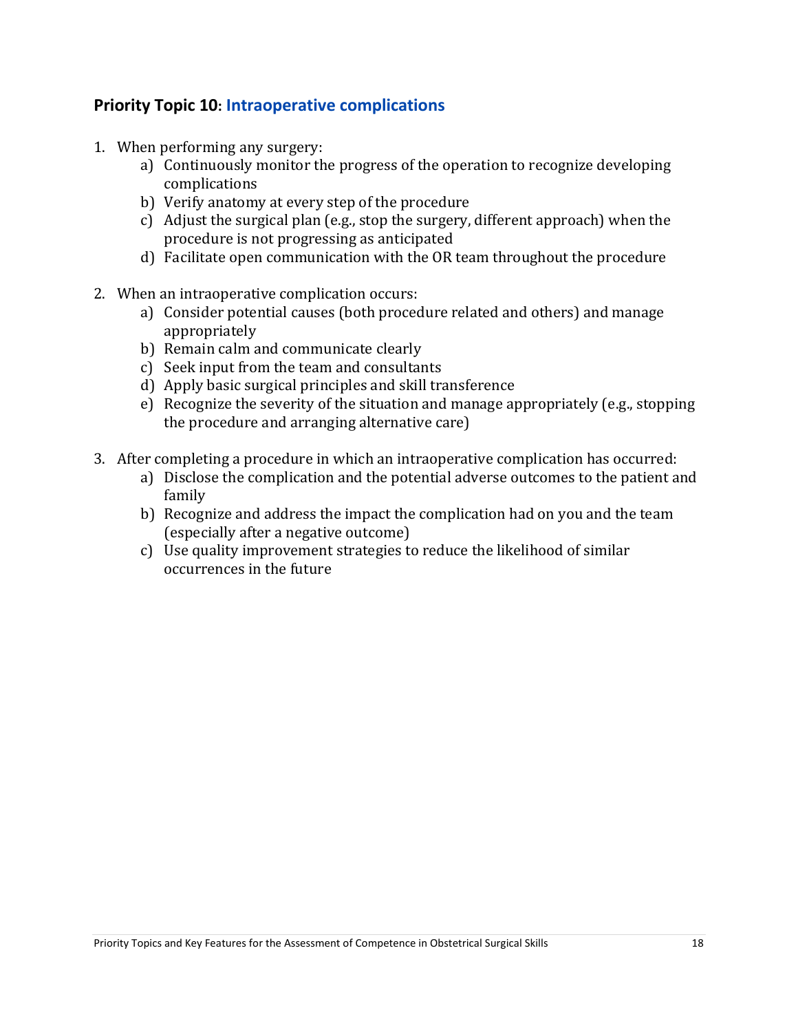## Priority Topic 10: Intraoperative complications

1. When performing any surgery:
    a) Continuously monitor the progress of the operation to recognize developing complications
    b) Verify anatomy at every step of the procedure
    c) Adjust the surgical plan (e.g., stop the surgery, different approach) when the procedure is not progressing as anticipated
    d) Facilitate open communication with the OR team throughout the procedure

2. When an intraoperative complication occurs:
    a) Consider potential causes (both procedure related and others) and manage appropriately
    b) Remain calm and communicate clearly
    c) Seek input from the team and consultants
    d) Apply basic surgical principles and skill transference
    e) Recognize the severity of the situation and manage appropriately (e.g., stopping the procedure and arranging alternative care)

3. After completing a procedure in which an intraoperative complication has occurred:
    a) Disclose the complication and the potential adverse outcomes to the patient and family
    b) Recognize and address the impact the complication had on you and the team (especially after a negative outcome)
    c) Use quality improvement strategies to reduce the likelihood of similar occurrences in the future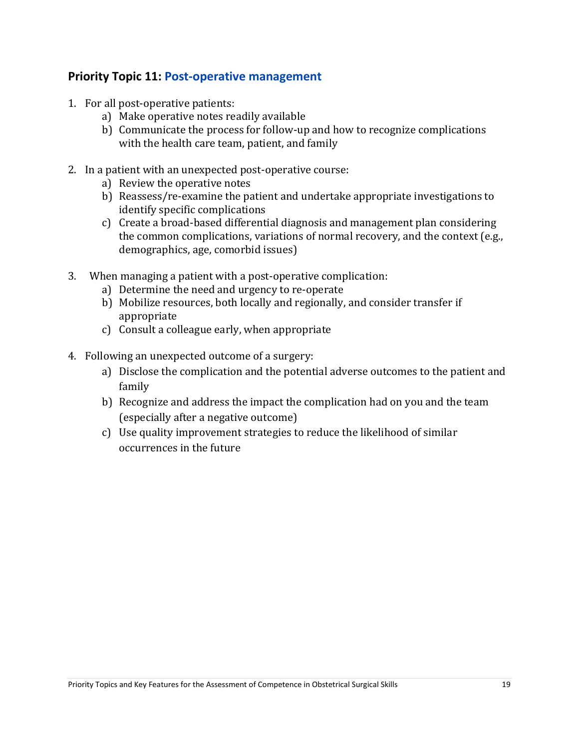## **Priority Topic 11:** Post-operative management

1. For all post-operative patients:
   a) Make operative notes readily available
   b) Communicate the process for follow-up and how to recognize complications with the health care team, patient, and family

2. In a patient with an unexpected post-operative course:
   a) Review the operative notes
   b) Reassess/re-examine the patient and undertake appropriate investigations to identify specific complications
   c) Create a broad-based differential diagnosis and management plan considering the common complications, variations of normal recovery, and the context (e.g., demographics, age, comorbid issues)

3. When managing a patient with a post-operative complication:
   a) Determine the need and urgency to re-operate
   b) Mobilize resources, both locally and regionally, and consider transfer if appropriate
   c) Consult a colleague early, when appropriate

4. Following an unexpected outcome of a surgery:
   a) Disclose the complication and the potential adverse outcomes to the patient and family
   b) Recognize and address the impact the complication had on you and the team (especially after a negative outcome)
   c) Use quality improvement strategies to reduce the likelihood of similar occurrences in the future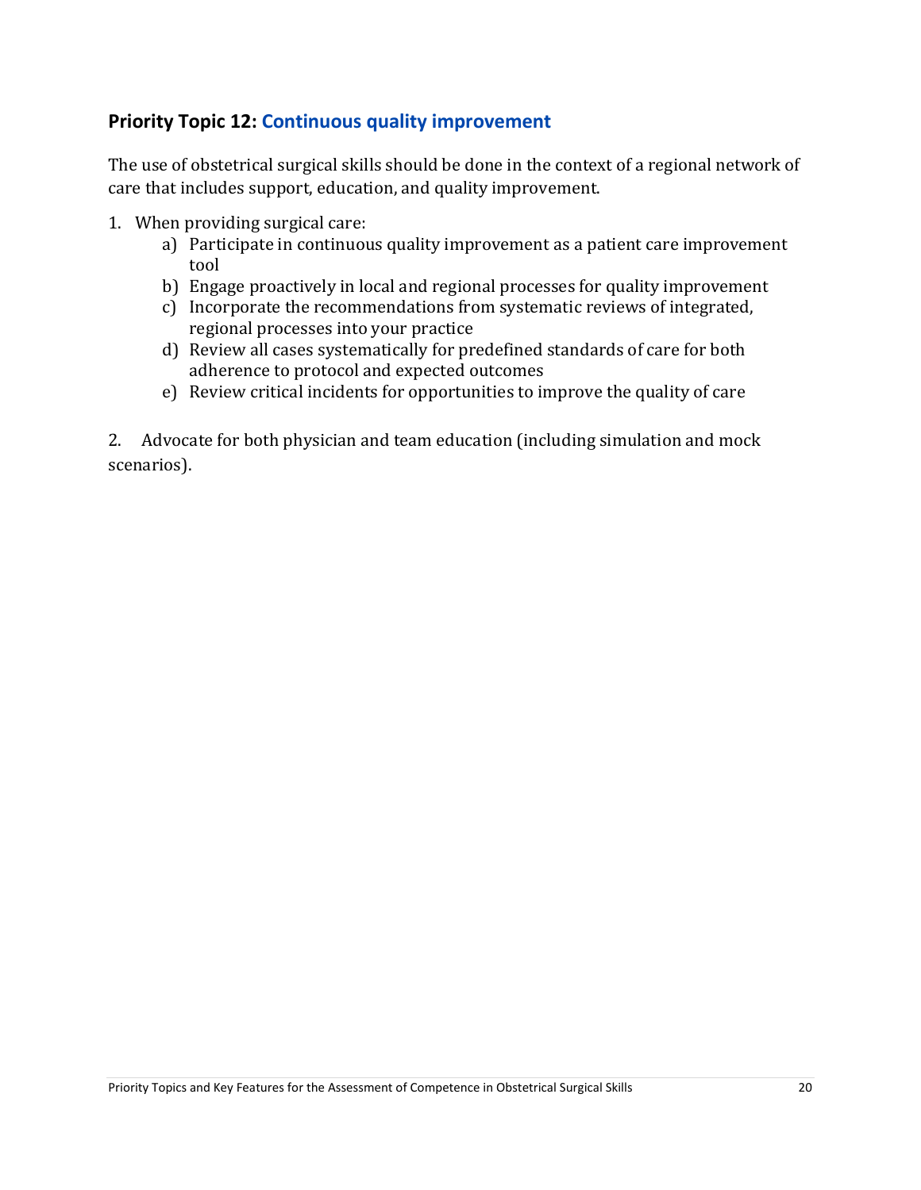## Priority Topic 12: Continuous quality improvement

The use of obstetrical surgical skills should be done in the context of a regional network of care that includes support, education, and quality improvement.

1. When providing surgical care:
    a) Participate in continuous quality improvement as a patient care improvement tool
    b) Engage proactively in local and regional processes for quality improvement
    c) Incorporate the recommendations from systematic reviews of integrated, regional processes into your practice
    d) Review all cases systematically for predefined standards of care for both adherence to protocol and expected outcomes
    e) Review critical incidents for opportunities to improve the quality of care

2. Advocate for both physician and team education (including simulation and mock scenarios).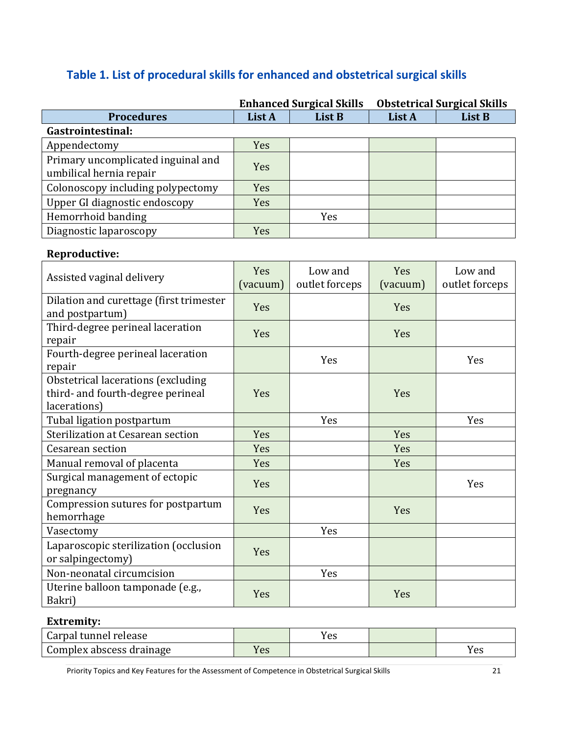## Table 1. List of procedural skills for enhanced and obstetrical surgical skills

| | Enhanced Surgical Skills | | Obstetrical Surgical Skills | |
|---|---|---|---|---|
| **Procedures** | **List A** | **List B** | **List A** | **List B** |
| **Gastrointestinal:** | | | | |
| Appendectomy | Yes | | | |
| Primary uncomplicated inguinal and umbilical hernia repair | Yes | | | |
| Colonoscopy including polypectomy | Yes | | | |
| Upper GI diagnostic endoscopy | Yes | | | |
| Hemorrhoid banding | | Yes | | |
| Diagnostic laparoscopy | Yes | | | |
| **Reproductive:** | | | | |
| Assisted vaginal delivery | Yes (vacuum) | Low and outlet forceps | Yes (vacuum) | Low and outlet forceps |
| Dilation and curettage (first trimester and postpartum) | Yes | | Yes | |
| Third-degree perineal laceration repair | Yes | | Yes | |
| Fourth-degree perineal laceration repair | | Yes | | Yes |
| Obstetrical lacerations (excluding third- and fourth-degree perineal lacerations) | Yes | | Yes | |
| Tubal ligation postpartum | | Yes | | Yes |
| Sterilization at Cesarean section | Yes | | Yes | |
| Cesarean section | Yes | | Yes | |
| Manual removal of placenta | Yes | | Yes | |
| Surgical management of ectopic pregnancy | Yes | | | Yes |
| Compression sutures for postpartum hemorrhage | Yes | | Yes | |
| Vasectomy | | Yes | | |
| Laparoscopic sterilization (occlusion or salpingectomy) | Yes | | | |
| Non-neonatal circumcision | | Yes | | |
| Uterine balloon tamponade (e.g., Bakri) | Yes | | Yes | |
| **Extremity:** | | | | |
| Carpal tunnel release | | Yes | | |
| Complex abscess drainage | Yes | | | Yes |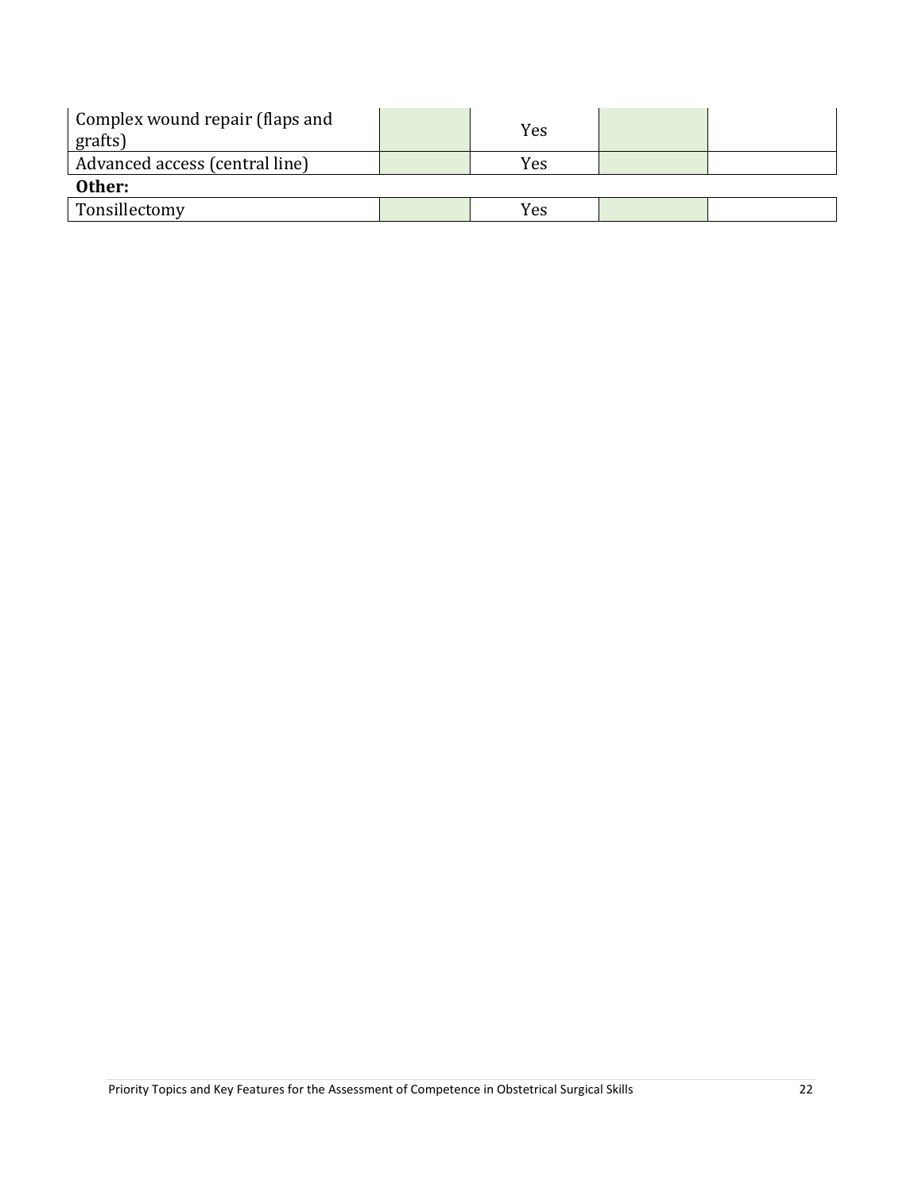| | | | | |
|---|---|---|---|---|
| Complex wound repair (flaps and grafts) | | Yes | | |
| Advanced access (central line) | | Yes | | |
| **Other:** | | | | |
| Tonsillectomy | | Yes | | |